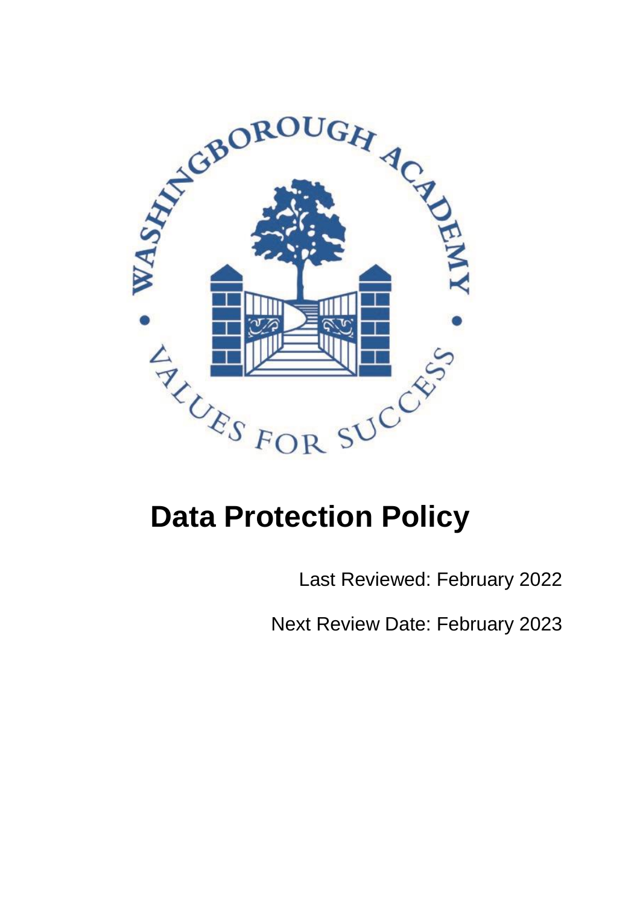# Data Protection Policy

Last Reviewed: February 2022

Next Review Date: February 2023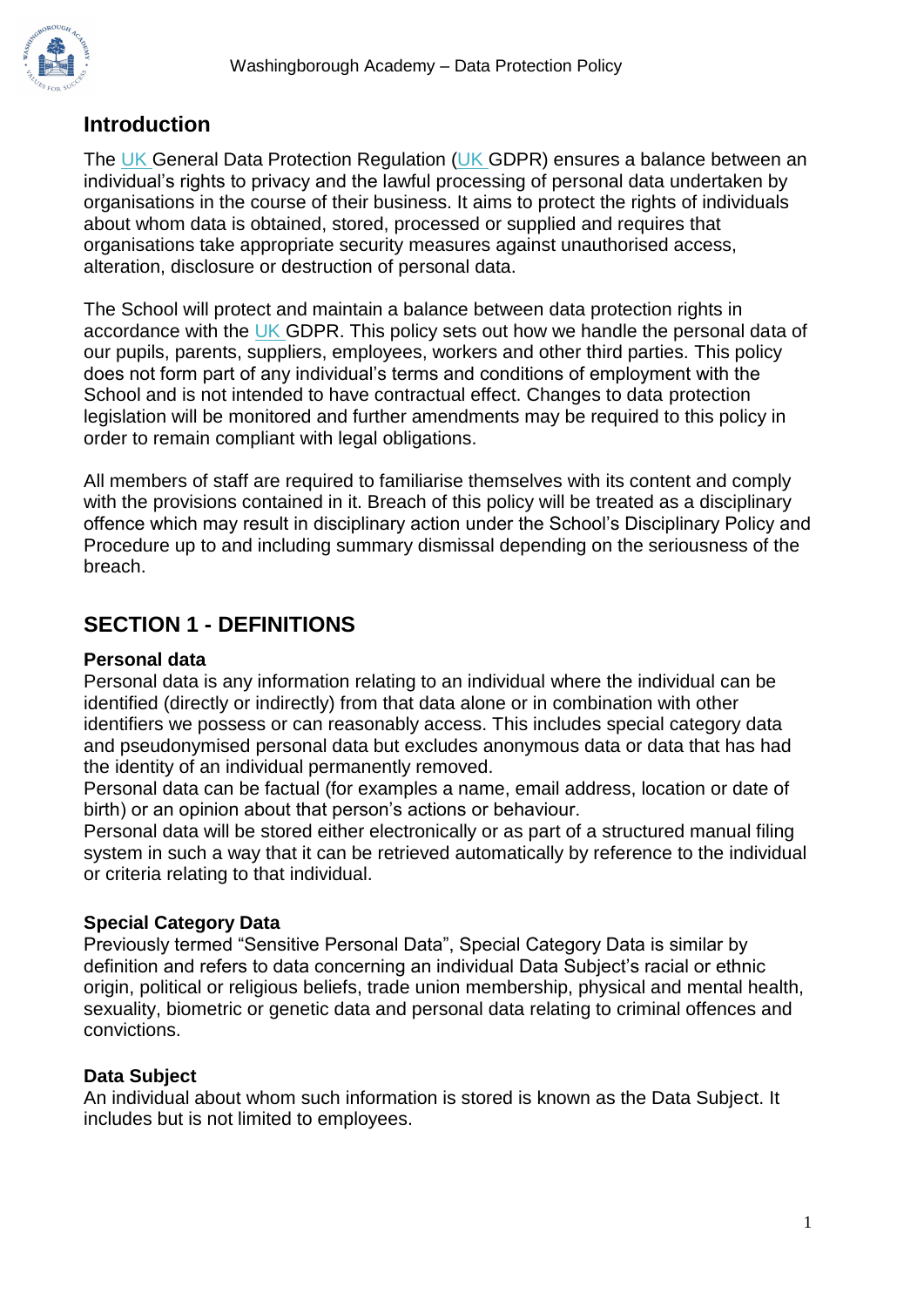## Introduction

The UK General Data Protection Regulation (UK GDPR) ensures a balance between an individual's rights to privacy and the lawful processing of personal data undertaken by organisations in the course of their business. It aims to protect the rights of individuals about whom data is obtained, stored, processed or supplied and requires that organisations take appropriate security measures against unauthorised access, alteration, disclosure or destruction of personal data.

The School will protect and maintain a balance between data protection rights in accordance with the UK GDPR. This policy sets out how we handle the personal data of our pupils, parents, suppliers, employees, workers and other third parties. This policy does not form part of any individual's terms and conditions of employment with the School and is not intended to have contractual effect. Changes to data protection legislation will be monitored and further amendments may be required to this policy in order to remain compliant with legal obligations.

All members of staff are required to familiarise themselves with its content and comply with the provisions contained in it. Breach of this policy will be treated as a disciplinary offence which may result in disciplinary action under the School's Disciplinary Policy and Procedure up to and including summary dismissal depending on the seriousness of the breach.

## SECTION 1 - DEFINITIONS

### Personal data

Personal data is any information relating to an individual where the individual can be identified (directly or indirectly) from that data alone or in combination with other identifiers we possess or can reasonably access. This includes special category data and pseudonymised personal data but excludes anonymous data or data that has had the identity of an individual permanently removed.

Personal data can be factual (for examples a name, email address, location or date of birth) or an opinion about that person's actions or behaviour.

Personal data will be stored either electronically or as part of a structured manual filing system in such a way that it can be retrieved automatically by reference to the individual or criteria relating to that individual.

### Special Category Data

Previously termed "Sensitive Personal Data", Special Category Data is similar by definition and refers to data concerning an individual Data Subject's racial or ethnic origin, political or religious beliefs, trade union membership, physical and mental health, sexuality, biometric or genetic data and personal data relating to criminal offences and convictions.

### Data Subject

An individual about whom such information is stored is known as the Data Subject. It includes but is not limited to employees.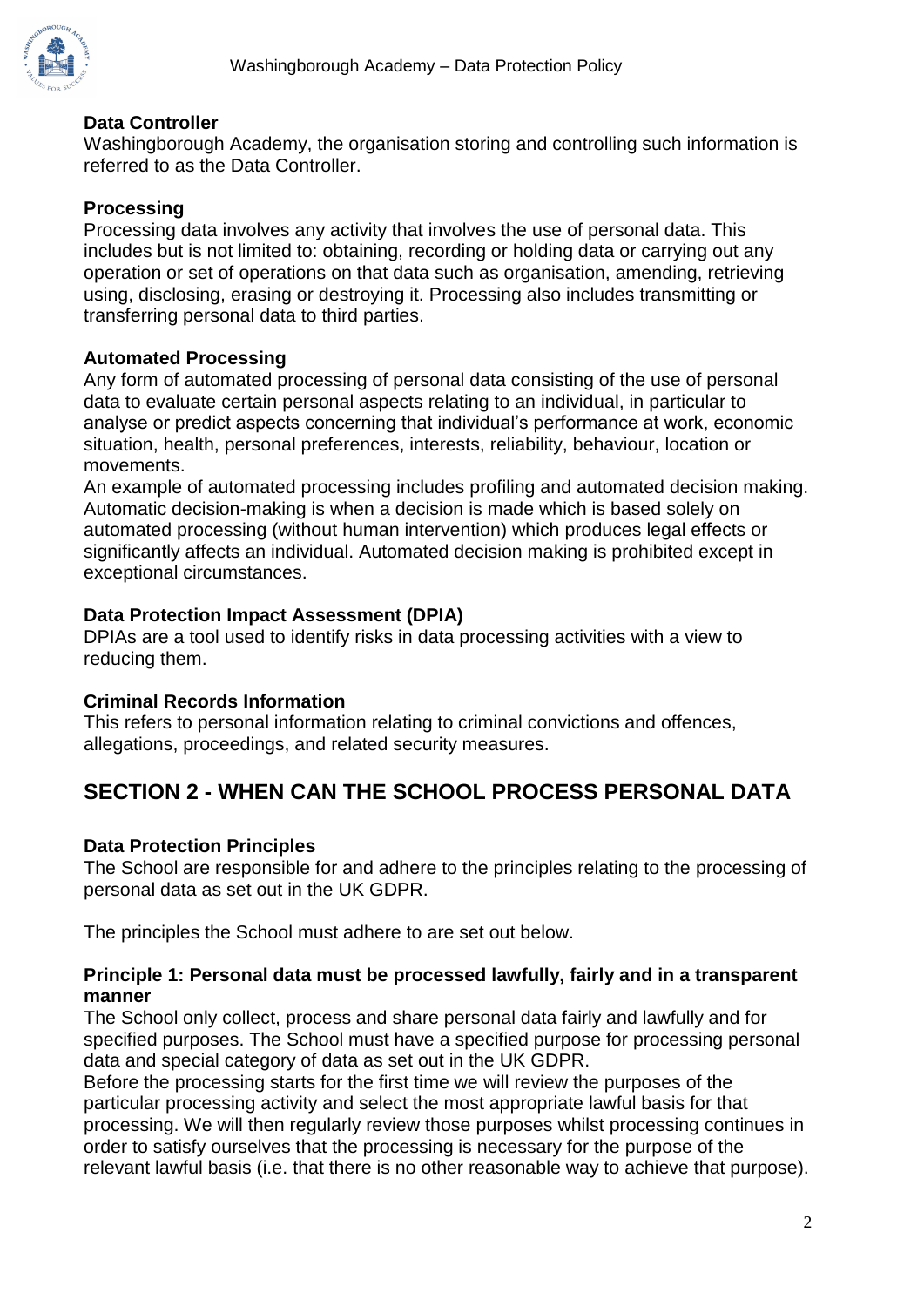**Data Controller**
Washingborough Academy, the organisation storing and controlling such information is referred to as the Data Controller.

**Processing**
Processing data involves any activity that involves the use of personal data. This includes but is not limited to: obtaining, recording or holding data or carrying out any operation or set of operations on that data such as organisation, amending, retrieving using, disclosing, erasing or destroying it. Processing also includes transmitting or transferring personal data to third parties.

**Automated Processing**
Any form of automated processing of personal data consisting of the use of personal data to evaluate certain personal aspects relating to an individual, in particular to analyse or predict aspects concerning that individual's performance at work, economic situation, health, personal preferences, interests, reliability, behaviour, location or movements.
An example of automated processing includes profiling and automated decision making. Automatic decision-making is when a decision is made which is based solely on automated processing (without human intervention) which produces legal effects or significantly affects an individual. Automated decision making is prohibited except in exceptional circumstances.

**Data Protection Impact Assessment (DPIA)**
DPIAs are a tool used to identify risks in data processing activities with a view to reducing them.

**Criminal Records Information**
This refers to personal information relating to criminal convictions and offences, allegations, proceedings, and related security measures.

## SECTION 2 - WHEN CAN THE SCHOOL PROCESS PERSONAL DATA

**Data Protection Principles**
The School are responsible for and adhere to the principles relating to the processing of personal data as set out in the UK GDPR.

The principles the School must adhere to are set out below.

**Principle 1: Personal data must be processed lawfully, fairly and in a transparent manner**
The School only collect, process and share personal data fairly and lawfully and for specified purposes. The School must have a specified purpose for processing personal data and special category of data as set out in the UK GDPR.
Before the processing starts for the first time we will review the purposes of the particular processing activity and select the most appropriate lawful basis for that processing. We will then regularly review those purposes whilst processing continues in order to satisfy ourselves that the processing is necessary for the purpose of the relevant lawful basis (i.e. that there is no other reasonable way to achieve that purpose).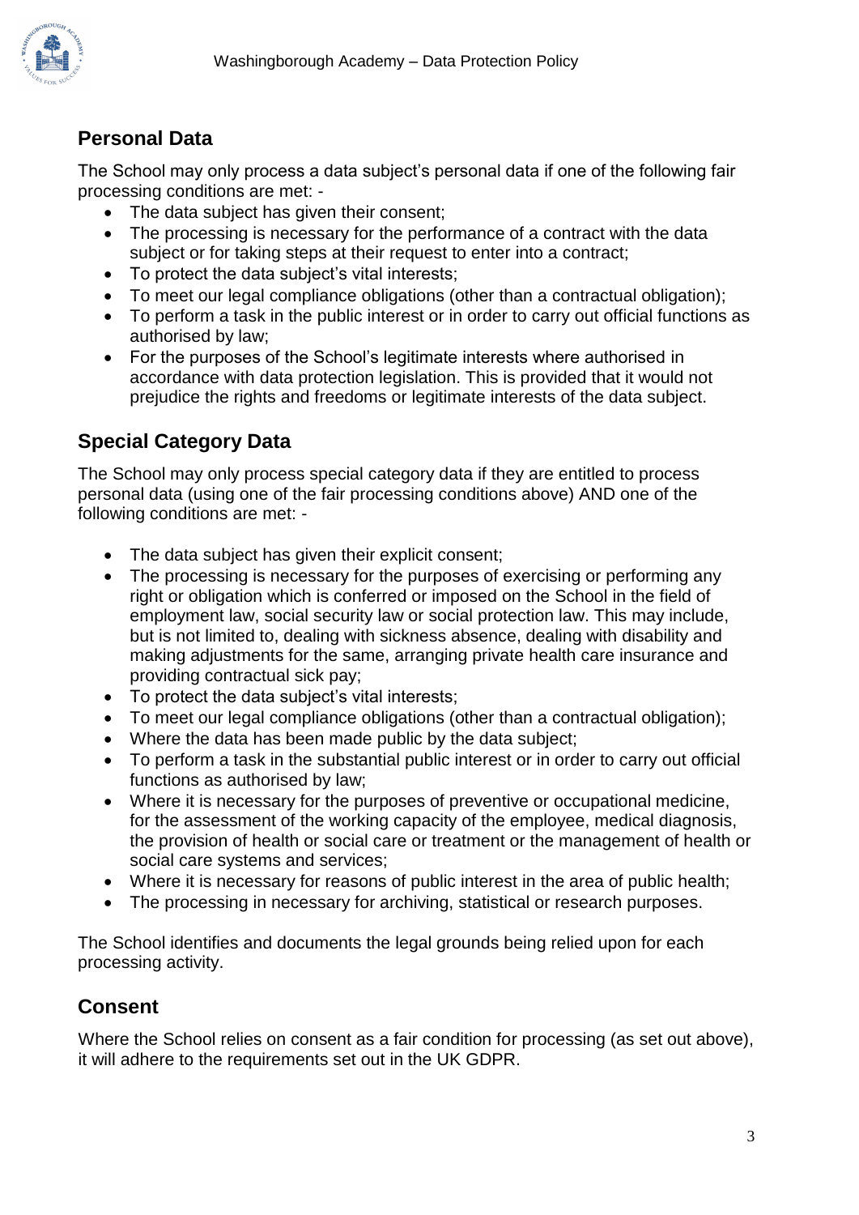## Personal Data

The School may only process a data subject's personal data if one of the following fair processing conditions are met: -

- The data subject has given their consent;
- The processing is necessary for the performance of a contract with the data subject or for taking steps at their request to enter into a contract;
- To protect the data subject's vital interests;
- To meet our legal compliance obligations (other than a contractual obligation);
- To perform a task in the public interest or in order to carry out official functions as authorised by law;
- For the purposes of the School's legitimate interests where authorised in accordance with data protection legislation. This is provided that it would not prejudice the rights and freedoms or legitimate interests of the data subject.

## Special Category Data

The School may only process special category data if they are entitled to process personal data (using one of the fair processing conditions above) AND one of the following conditions are met: -

- The data subject has given their explicit consent;
- The processing is necessary for the purposes of exercising or performing any right or obligation which is conferred or imposed on the School in the field of employment law, social security law or social protection law. This may include, but is not limited to, dealing with sickness absence, dealing with disability and making adjustments for the same, arranging private health care insurance and providing contractual sick pay;
- To protect the data subject's vital interests;
- To meet our legal compliance obligations (other than a contractual obligation);
- Where the data has been made public by the data subject;
- To perform a task in the substantial public interest or in order to carry out official functions as authorised by law;
- Where it is necessary for the purposes of preventive or occupational medicine, for the assessment of the working capacity of the employee, medical diagnosis, the provision of health or social care or treatment or the management of health or social care systems and services;
- Where it is necessary for reasons of public interest in the area of public health;
- The processing in necessary for archiving, statistical or research purposes.

The School identifies and documents the legal grounds being relied upon for each processing activity.

## Consent

Where the School relies on consent as a fair condition for processing (as set out above), it will adhere to the requirements set out in the UK GDPR.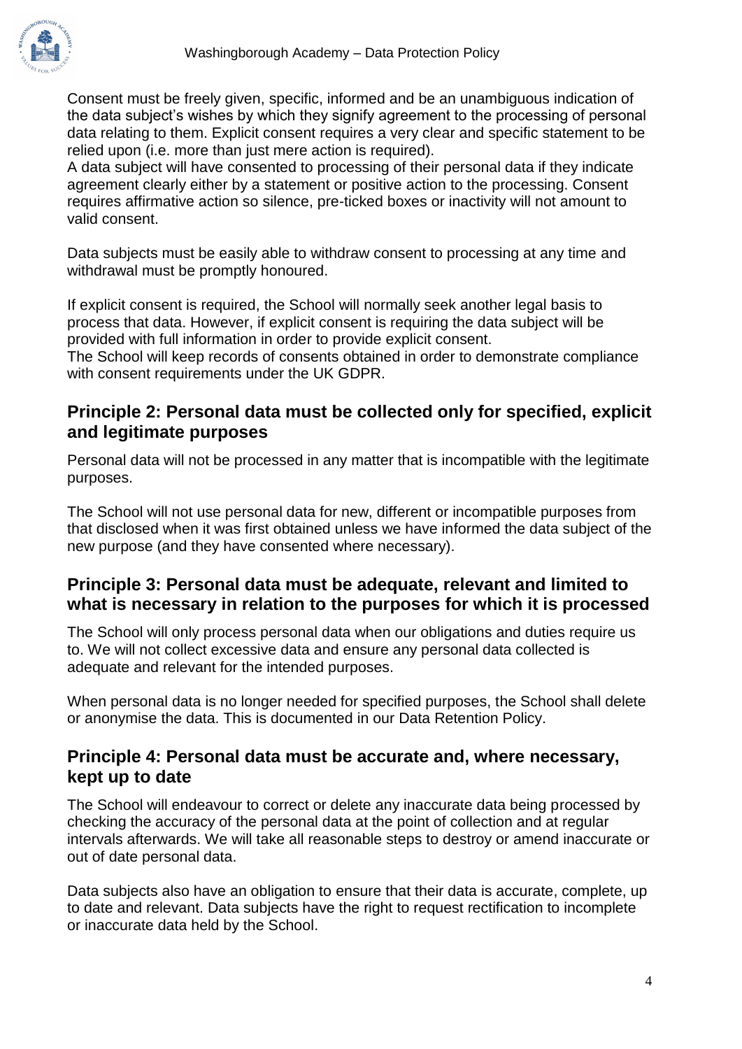Consent must be freely given, specific, informed and be an unambiguous indication of the data subject's wishes by which they signify agreement to the processing of personal data relating to them. Explicit consent requires a very clear and specific statement to be relied upon (i.e. more than just mere action is required).
A data subject will have consented to processing of their personal data if they indicate agreement clearly either by a statement or positive action to the processing. Consent requires affirmative action so silence, pre-ticked boxes or inactivity will not amount to valid consent.

Data subjects must be easily able to withdraw consent to processing at any time and withdrawal must be promptly honoured.

If explicit consent is required, the School will normally seek another legal basis to process that data. However, if explicit consent is requiring the data subject will be provided with full information in order to provide explicit consent.
The School will keep records of consents obtained in order to demonstrate compliance with consent requirements under the UK GDPR.

## Principle 2: Personal data must be collected only for specified, explicit and legitimate purposes

Personal data will not be processed in any matter that is incompatible with the legitimate purposes.

The School will not use personal data for new, different or incompatible purposes from that disclosed when it was first obtained unless we have informed the data subject of the new purpose (and they have consented where necessary).

## Principle 3: Personal data must be adequate, relevant and limited to what is necessary in relation to the purposes for which it is processed

The School will only process personal data when our obligations and duties require us to. We will not collect excessive data and ensure any personal data collected is adequate and relevant for the intended purposes.

When personal data is no longer needed for specified purposes, the School shall delete or anonymise the data. This is documented in our Data Retention Policy.

## Principle 4: Personal data must be accurate and, where necessary, kept up to date

The School will endeavour to correct or delete any inaccurate data being processed by checking the accuracy of the personal data at the point of collection and at regular intervals afterwards. We will take all reasonable steps to destroy or amend inaccurate or out of date personal data.

Data subjects also have an obligation to ensure that their data is accurate, complete, up to date and relevant. Data subjects have the right to request rectification to incomplete or inaccurate data held by the School.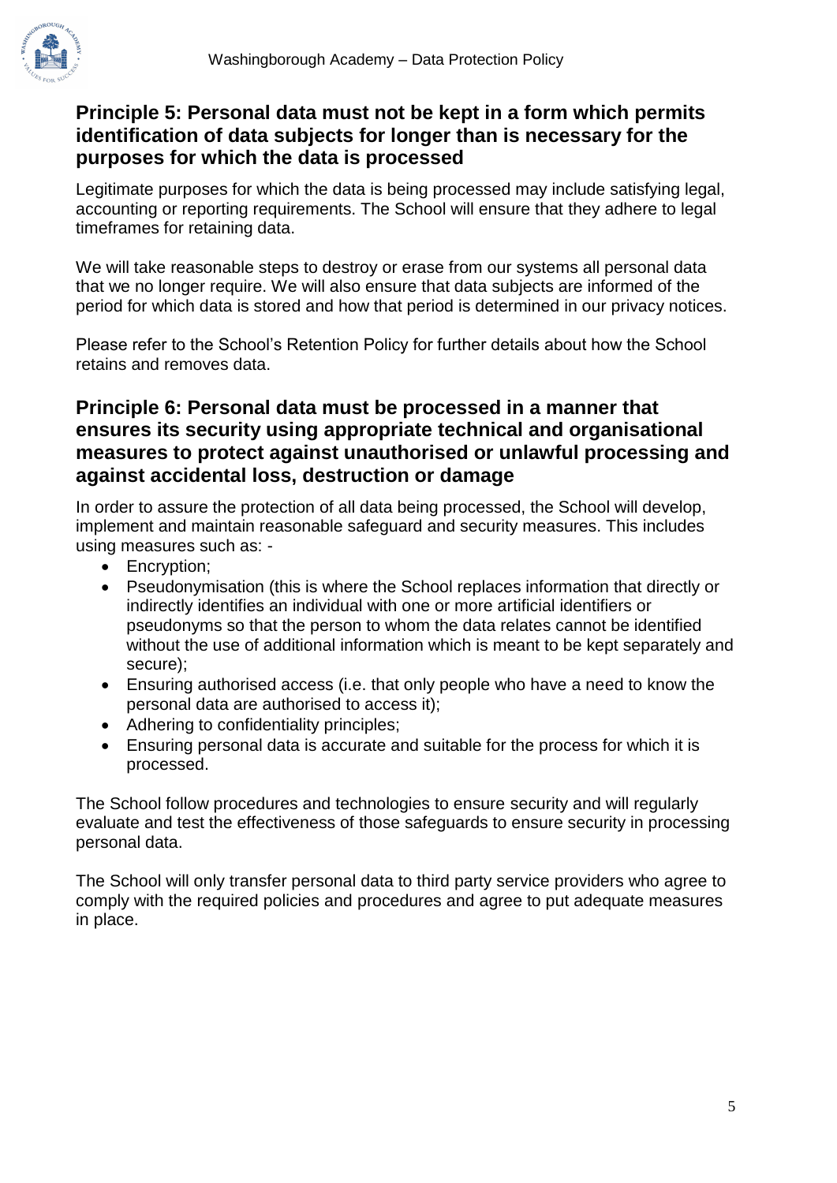## Principle 5: Personal data must not be kept in a form which permits identification of data subjects for longer than is necessary for the purposes for which the data is processed

Legitimate purposes for which the data is being processed may include satisfying legal, accounting or reporting requirements. The School will ensure that they adhere to legal timeframes for retaining data.

We will take reasonable steps to destroy or erase from our systems all personal data that we no longer require. We will also ensure that data subjects are informed of the period for which data is stored and how that period is determined in our privacy notices.

Please refer to the School's Retention Policy for further details about how the School retains and removes data.

## Principle 6: Personal data must be processed in a manner that ensures its security using appropriate technical and organisational measures to protect against unauthorised or unlawful processing and against accidental loss, destruction or damage

In order to assure the protection of all data being processed, the School will develop, implement and maintain reasonable safeguard and security measures. This includes using measures such as: -

- Encryption;
- Pseudonymisation (this is where the School replaces information that directly or indirectly identifies an individual with one or more artificial identifiers or pseudonyms so that the person to whom the data relates cannot be identified without the use of additional information which is meant to be kept separately and secure);
- Ensuring authorised access (i.e. that only people who have a need to know the personal data are authorised to access it);
- Adhering to confidentiality principles;
- Ensuring personal data is accurate and suitable for the process for which it is processed.

The School follow procedures and technologies to ensure security and will regularly evaluate and test the effectiveness of those safeguards to ensure security in processing personal data.

The School will only transfer personal data to third party service providers who agree to comply with the required policies and procedures and agree to put adequate measures in place.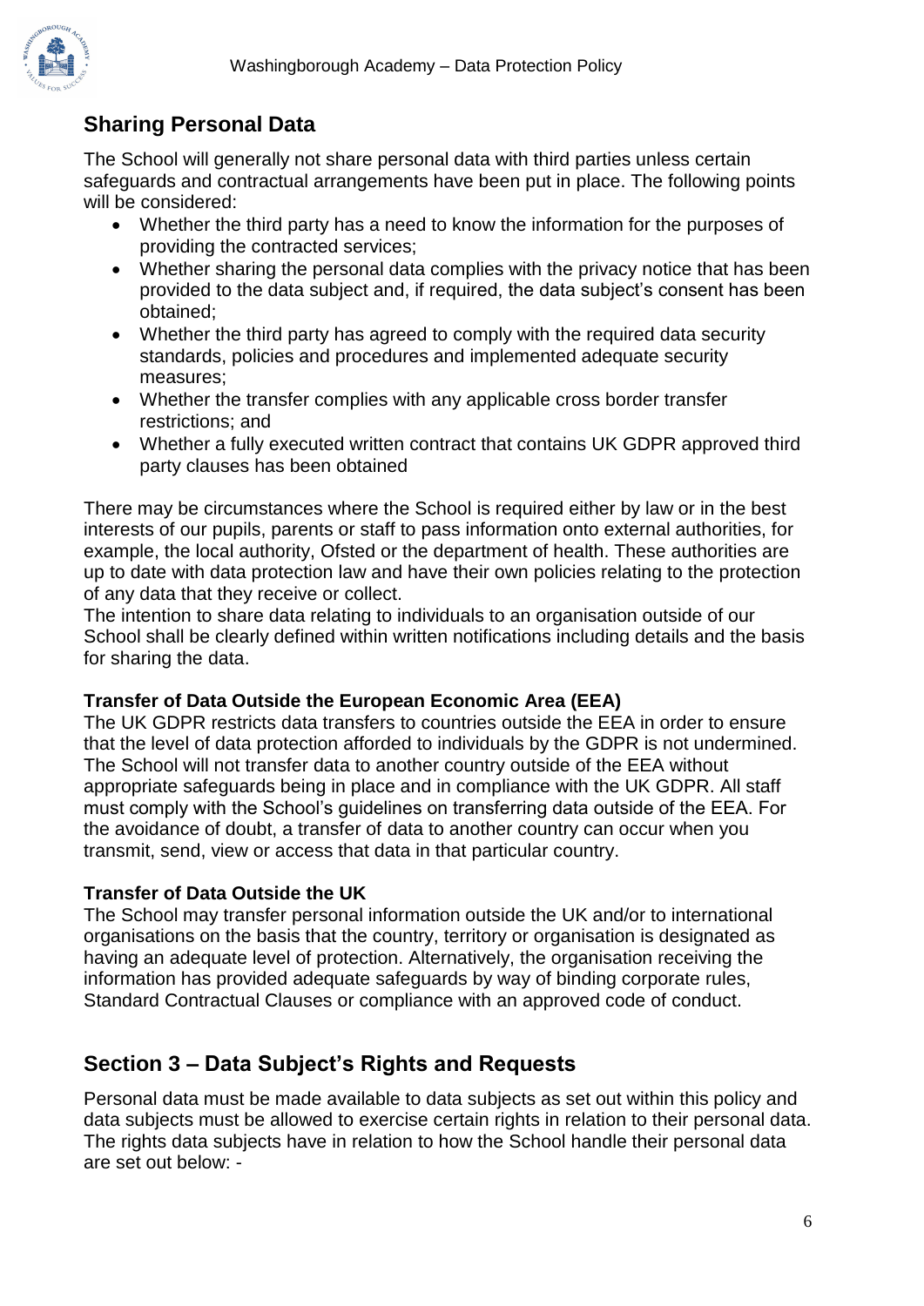## Sharing Personal Data

The School will generally not share personal data with third parties unless certain safeguards and contractual arrangements have been put in place. The following points will be considered:

- Whether the third party has a need to know the information for the purposes of providing the contracted services;
- Whether sharing the personal data complies with the privacy notice that has been provided to the data subject and, if required, the data subject's consent has been obtained;
- Whether the third party has agreed to comply with the required data security standards, policies and procedures and implemented adequate security measures;
- Whether the transfer complies with any applicable cross border transfer restrictions; and
- Whether a fully executed written contract that contains UK GDPR approved third party clauses has been obtained

There may be circumstances where the School is required either by law or in the best interests of our pupils, parents or staff to pass information onto external authorities, for example, the local authority, Ofsted or the department of health. These authorities are up to date with data protection law and have their own policies relating to the protection of any data that they receive or collect.
The intention to share data relating to individuals to an organisation outside of our School shall be clearly defined within written notifications including details and the basis for sharing the data.

### Transfer of Data Outside the European Economic Area (EEA)

The UK GDPR restricts data transfers to countries outside the EEA in order to ensure that the level of data protection afforded to individuals by the GDPR is not undermined. The School will not transfer data to another country outside of the EEA without appropriate safeguards being in place and in compliance with the UK GDPR. All staff must comply with the School's guidelines on transferring data outside of the EEA. For the avoidance of doubt, a transfer of data to another country can occur when you transmit, send, view or access that data in that particular country.

### Transfer of Data Outside the UK

The School may transfer personal information outside the UK and/or to international organisations on the basis that the country, territory or organisation is designated as having an adequate level of protection. Alternatively, the organisation receiving the information has provided adequate safeguards by way of binding corporate rules, Standard Contractual Clauses or compliance with an approved code of conduct.

## Section 3 – Data Subject's Rights and Requests

Personal data must be made available to data subjects as set out within this policy and data subjects must be allowed to exercise certain rights in relation to their personal data. The rights data subjects have in relation to how the School handle their personal data are set out below: -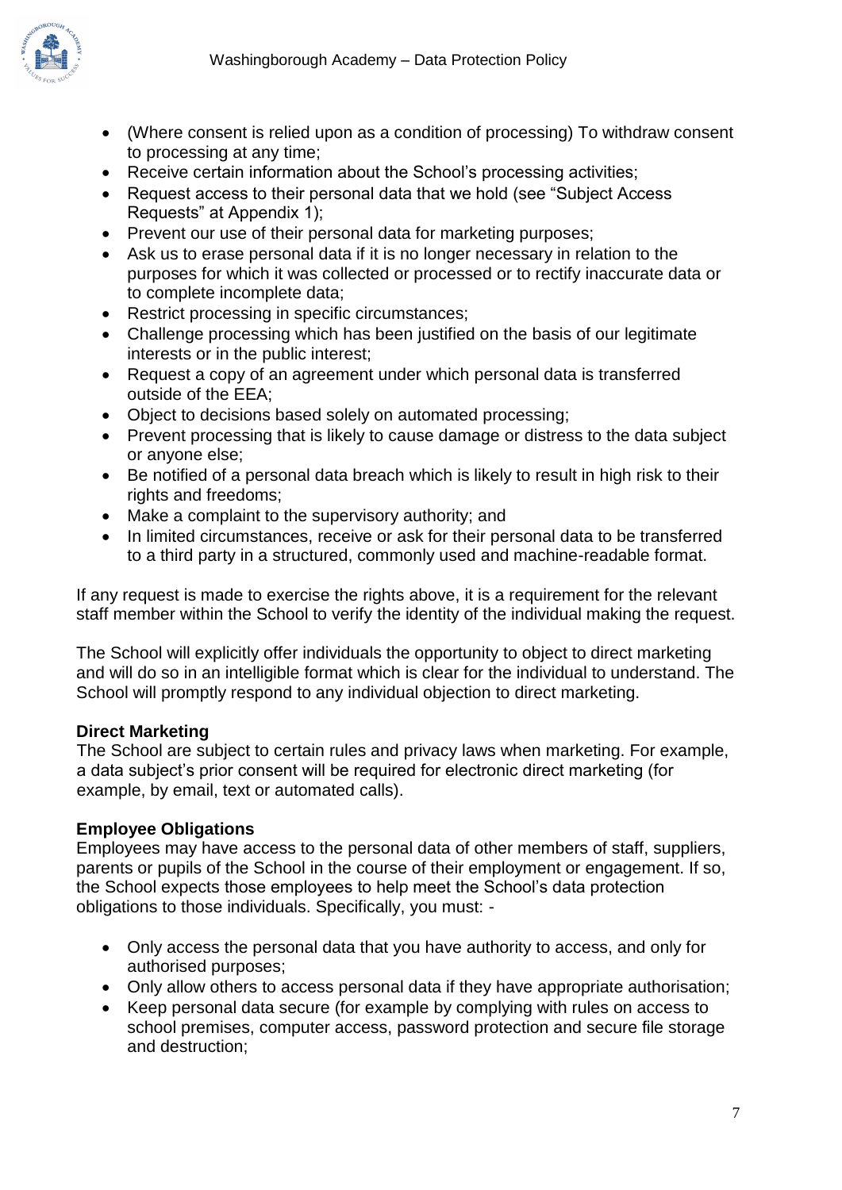- (Where consent is relied upon as a condition of processing) To withdraw consent to processing at any time;
- Receive certain information about the School's processing activities;
- Request access to their personal data that we hold (see "Subject Access Requests" at Appendix 1);
- Prevent our use of their personal data for marketing purposes;
- Ask us to erase personal data if it is no longer necessary in relation to the purposes for which it was collected or processed or to rectify inaccurate data or to complete incomplete data;
- Restrict processing in specific circumstances;
- Challenge processing which has been justified on the basis of our legitimate interests or in the public interest;
- Request a copy of an agreement under which personal data is transferred outside of the EEA;
- Object to decisions based solely on automated processing;
- Prevent processing that is likely to cause damage or distress to the data subject or anyone else;
- Be notified of a personal data breach which is likely to result in high risk to their rights and freedoms;
- Make a complaint to the supervisory authority; and
- In limited circumstances, receive or ask for their personal data to be transferred to a third party in a structured, commonly used and machine-readable format.

If any request is made to exercise the rights above, it is a requirement for the relevant staff member within the School to verify the identity of the individual making the request.

The School will explicitly offer individuals the opportunity to object to direct marketing and will do so in an intelligible format which is clear for the individual to understand. The School will promptly respond to any individual objection to direct marketing.

**Direct Marketing**

The School are subject to certain rules and privacy laws when marketing. For example, a data subject's prior consent will be required for electronic direct marketing (for example, by email, text or automated calls).

**Employee Obligations**

Employees may have access to the personal data of other members of staff, suppliers, parents or pupils of the School in the course of their employment or engagement. If so, the School expects those employees to help meet the School's data protection obligations to those individuals. Specifically, you must: -

- Only access the personal data that you have authority to access, and only for authorised purposes;
- Only allow others to access personal data if they have appropriate authorisation;
- Keep personal data secure (for example by complying with rules on access to school premises, computer access, password protection and secure file storage and destruction;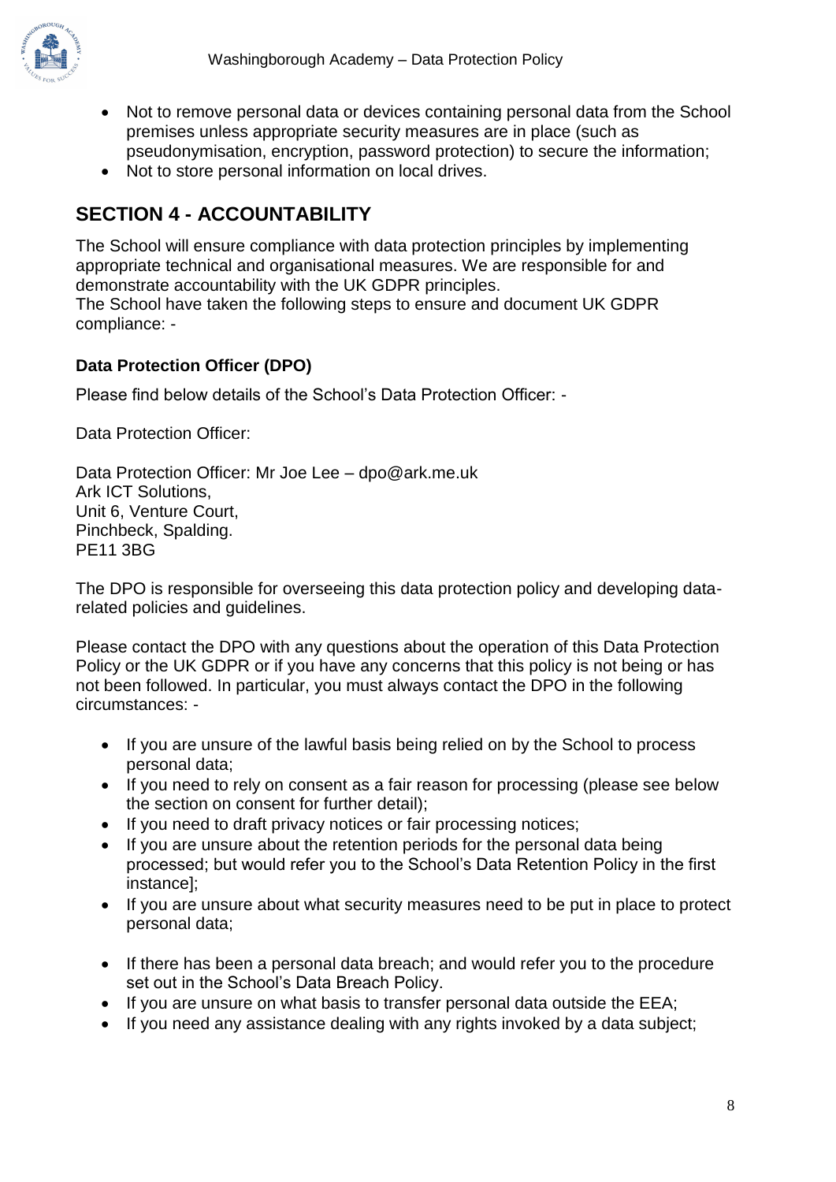- Not to remove personal data or devices containing personal data from the School premises unless appropriate security measures are in place (such as pseudonymisation, encryption, password protection) to secure the information;
- Not to store personal information on local drives.

## SECTION 4 - ACCOUNTABILITY

The School will ensure compliance with data protection principles by implementing appropriate technical and organisational measures. We are responsible for and demonstrate accountability with the UK GDPR principles.
The School have taken the following steps to ensure and document UK GDPR compliance: -

### Data Protection Officer (DPO)

Please find below details of the School's Data Protection Officer: -

Data Protection Officer:

Data Protection Officer: Mr Joe Lee – dpo@ark.me.uk
Ark ICT Solutions,
Unit 6, Venture Court,
Pinchbeck, Spalding.
PE11 3BG

The DPO is responsible for overseeing this data protection policy and developing data-related policies and guidelines.

Please contact the DPO with any questions about the operation of this Data Protection Policy or the UK GDPR or if you have any concerns that this policy is not being or has not been followed. In particular, you must always contact the DPO in the following circumstances: -

- If you are unsure of the lawful basis being relied on by the School to process personal data;
- If you need to rely on consent as a fair reason for processing (please see below the section on consent for further detail);
- If you need to draft privacy notices or fair processing notices;
- If you are unsure about the retention periods for the personal data being processed; but would refer you to the School's Data Retention Policy in the first instance];
- If you are unsure about what security measures need to be put in place to protect personal data;
- If there has been a personal data breach; and would refer you to the procedure set out in the School's Data Breach Policy.
- If you are unsure on what basis to transfer personal data outside the EEA;
- If you need any assistance dealing with any rights invoked by a data subject;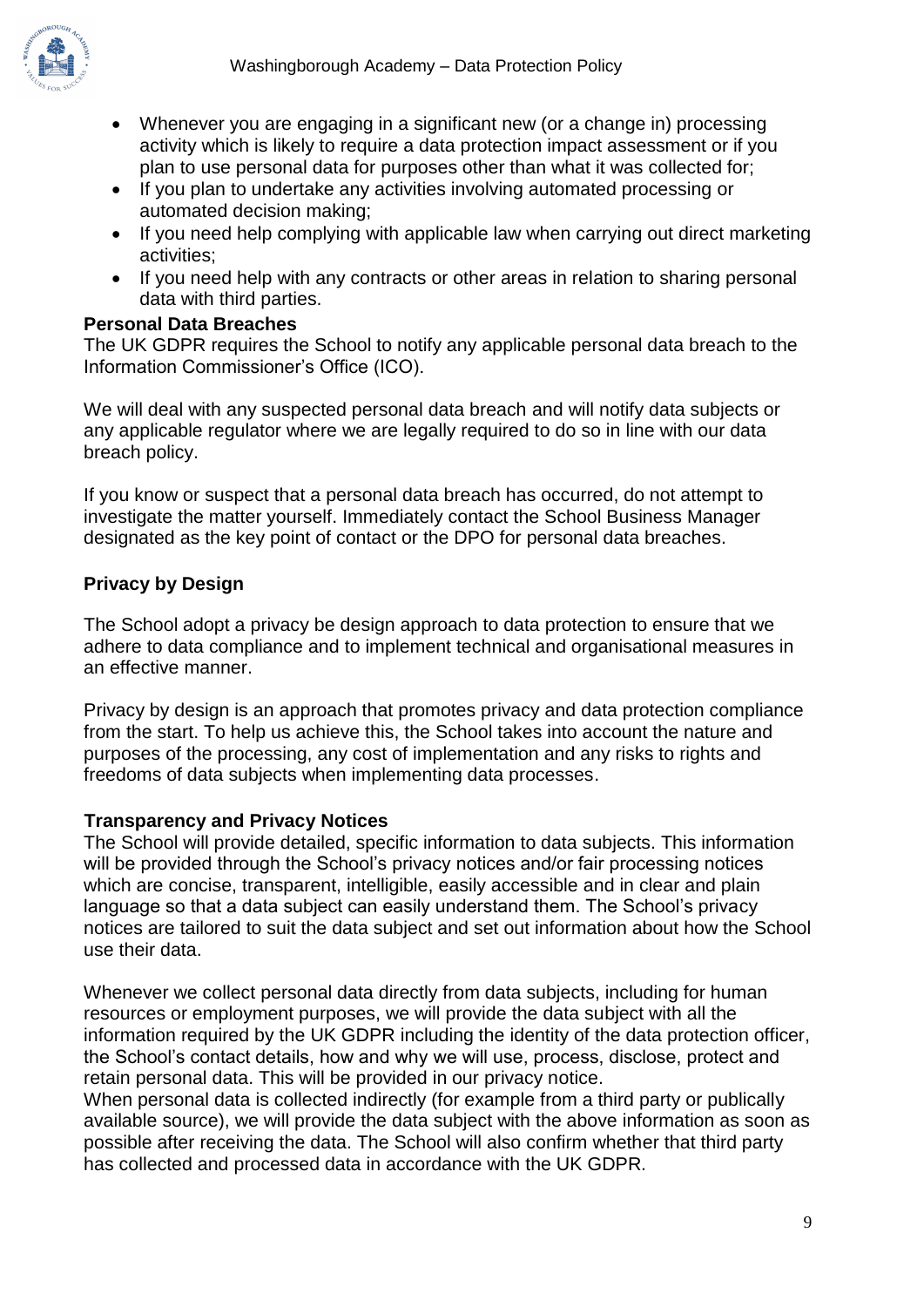- Whenever you are engaging in a significant new (or a change in) processing activity which is likely to require a data protection impact assessment or if you plan to use personal data for purposes other than what it was collected for;
- If you plan to undertake any activities involving automated processing or automated decision making;
- If you need help complying with applicable law when carrying out direct marketing activities;
- If you need help with any contracts or other areas in relation to sharing personal data with third parties.

**Personal Data Breaches**

The UK GDPR requires the School to notify any applicable personal data breach to the Information Commissioner's Office (ICO).

We will deal with any suspected personal data breach and will notify data subjects or any applicable regulator where we are legally required to do so in line with our data breach policy.

If you know or suspect that a personal data breach has occurred, do not attempt to investigate the matter yourself. Immediately contact the School Business Manager designated as the key point of contact or the DPO for personal data breaches.

**Privacy by Design**

The School adopt a privacy be design approach to data protection to ensure that we adhere to data compliance and to implement technical and organisational measures in an effective manner.

Privacy by design is an approach that promotes privacy and data protection compliance from the start. To help us achieve this, the School takes into account the nature and purposes of the processing, any cost of implementation and any risks to rights and freedoms of data subjects when implementing data processes.

**Transparency and Privacy Notices**

The School will provide detailed, specific information to data subjects. This information will be provided through the School's privacy notices and/or fair processing notices which are concise, transparent, intelligible, easily accessible and in clear and plain language so that a data subject can easily understand them. The School's privacy notices are tailored to suit the data subject and set out information about how the School use their data.

Whenever we collect personal data directly from data subjects, including for human resources or employment purposes, we will provide the data subject with all the information required by the UK GDPR including the identity of the data protection officer, the School's contact details, how and why we will use, process, disclose, protect and retain personal data. This will be provided in our privacy notice.

When personal data is collected indirectly (for example from a third party or publically available source), we will provide the data subject with the above information as soon as possible after receiving the data. The School will also confirm whether that third party has collected and processed data in accordance with the UK GDPR.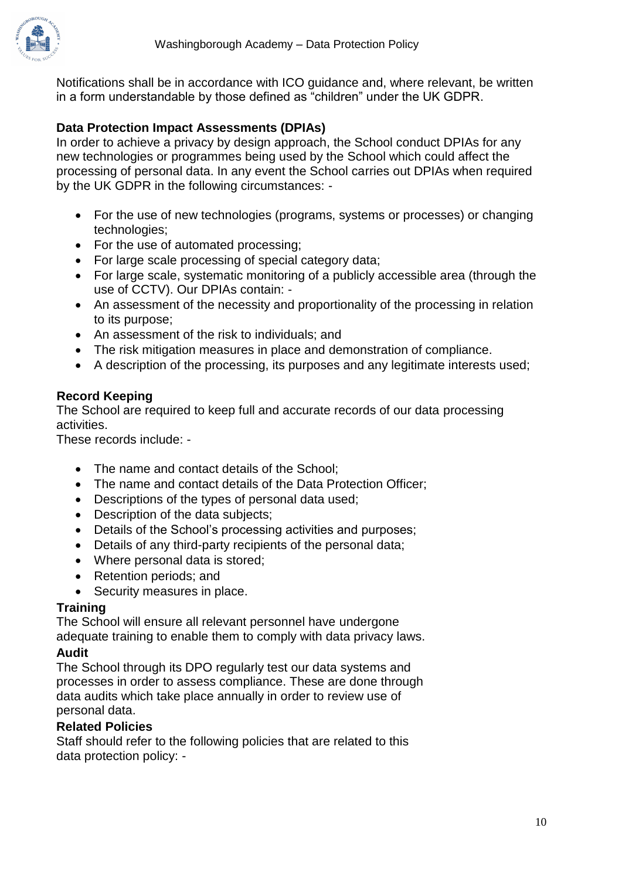Notifications shall be in accordance with ICO guidance and, where relevant, be written in a form understandable by those defined as "children" under the UK GDPR.

**Data Protection Impact Assessments (DPIAs)**

In order to achieve a privacy by design approach, the School conduct DPIAs for any new technologies or programmes being used by the School which could affect the processing of personal data. In any event the School carries out DPIAs when required by the UK GDPR in the following circumstances: -

- For the use of new technologies (programs, systems or processes) or changing technologies;
- For the use of automated processing;
- For large scale processing of special category data;
- For large scale, systematic monitoring of a publicly accessible area (through the use of CCTV). Our DPIAs contain: -
- An assessment of the necessity and proportionality of the processing in relation to its purpose;
- An assessment of the risk to individuals; and
- The risk mitigation measures in place and demonstration of compliance.
- A description of the processing, its purposes and any legitimate interests used;

**Record Keeping**

The School are required to keep full and accurate records of our data processing activities.

These records include: -

- The name and contact details of the School;
- The name and contact details of the Data Protection Officer;
- Descriptions of the types of personal data used;
- Description of the data subjects;
- Details of the School's processing activities and purposes;
- Details of any third-party recipients of the personal data;
- Where personal data is stored;
- Retention periods; and
- Security measures in place.

**Training**

The School will ensure all relevant personnel have undergone adequate training to enable them to comply with data privacy laws.

**Audit**

The School through its DPO regularly test our data systems and processes in order to assess compliance. These are done through data audits which take place annually in order to review use of personal data.

**Related Policies**

Staff should refer to the following policies that are related to this data protection policy: -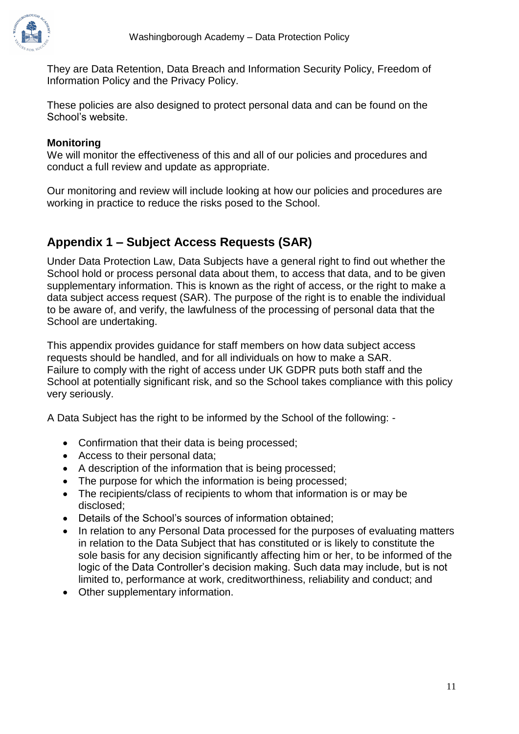They are Data Retention, Data Breach and Information Security Policy, Freedom of Information Policy and the Privacy Policy.

These policies are also designed to protect personal data and can be found on the School's website.

**Monitoring**

We will monitor the effectiveness of this and all of our policies and procedures and conduct a full review and update as appropriate.

Our monitoring and review will include looking at how our policies and procedures are working in practice to reduce the risks posed to the School.

## Appendix 1 – Subject Access Requests (SAR)

Under Data Protection Law, Data Subjects have a general right to find out whether the School hold or process personal data about them, to access that data, and to be given supplementary information. This is known as the right of access, or the right to make a data subject access request (SAR). The purpose of the right is to enable the individual to be aware of, and verify, the lawfulness of the processing of personal data that the School are undertaking.

This appendix provides guidance for staff members on how data subject access requests should be handled, and for all individuals on how to make a SAR. Failure to comply with the right of access under UK GDPR puts both staff and the School at potentially significant risk, and so the School takes compliance with this policy very seriously.

A Data Subject has the right to be informed by the School of the following: -

- Confirmation that their data is being processed;
- Access to their personal data;
- A description of the information that is being processed;
- The purpose for which the information is being processed;
- The recipients/class of recipients to whom that information is or may be disclosed;
- Details of the School's sources of information obtained;
- In relation to any Personal Data processed for the purposes of evaluating matters in relation to the Data Subject that has constituted or is likely to constitute the sole basis for any decision significantly affecting him or her, to be informed of the logic of the Data Controller's decision making. Such data may include, but is not limited to, performance at work, creditworthiness, reliability and conduct; and
- Other supplementary information.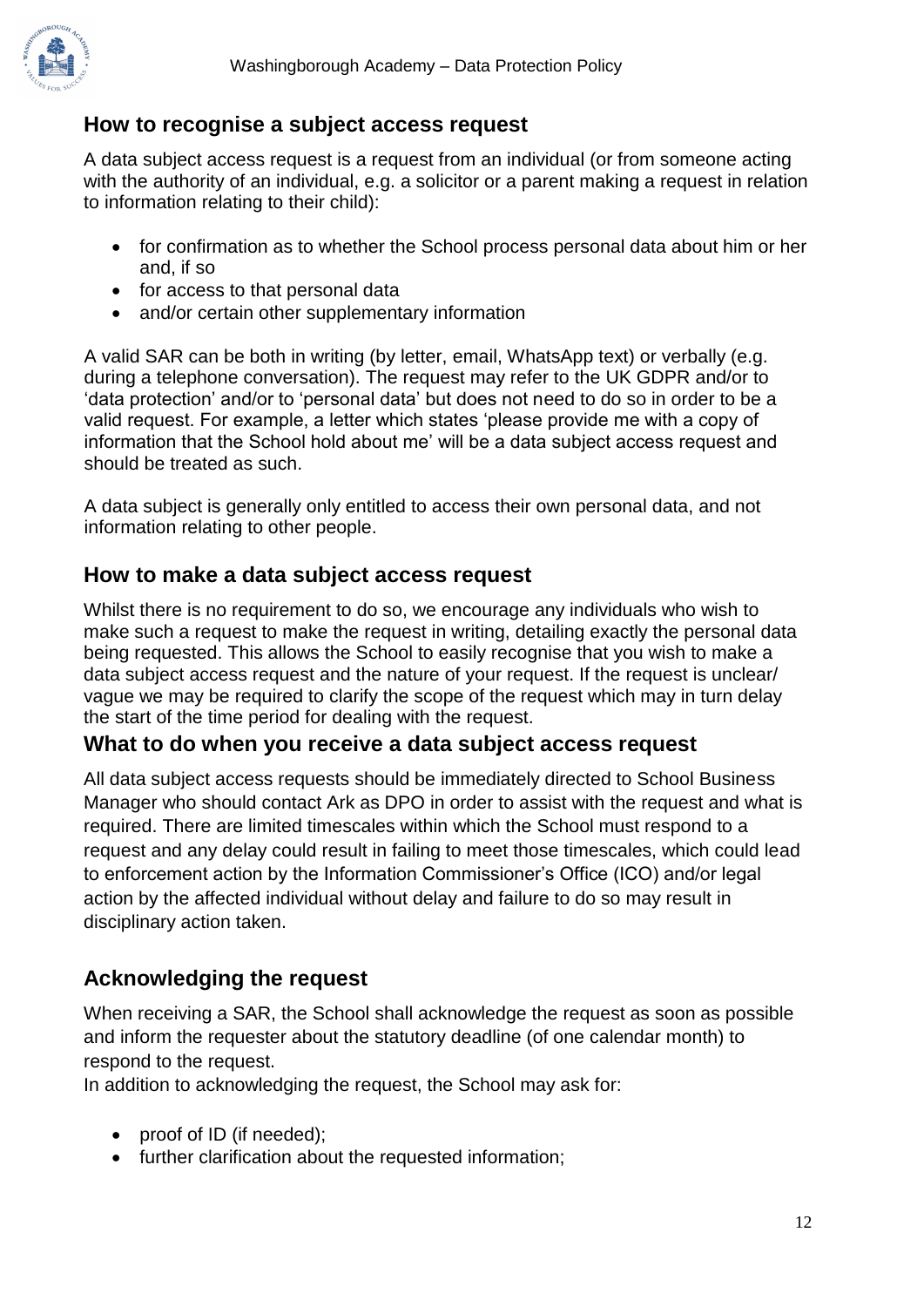## How to recognise a subject access request

A data subject access request is a request from an individual (or from someone acting with the authority of an individual, e.g. a solicitor or a parent making a request in relation to information relating to their child):

- for confirmation as to whether the School process personal data about him or her and, if so
- for access to that personal data
- and/or certain other supplementary information

A valid SAR can be both in writing (by letter, email, WhatsApp text) or verbally (e.g. during a telephone conversation). The request may refer to the UK GDPR and/or to 'data protection' and/or to 'personal data' but does not need to do so in order to be a valid request. For example, a letter which states 'please provide me with a copy of information that the School hold about me' will be a data subject access request and should be treated as such.

A data subject is generally only entitled to access their own personal data, and not information relating to other people.

## How to make a data subject access request

Whilst there is no requirement to do so, we encourage any individuals who wish to make such a request to make the request in writing, detailing exactly the personal data being requested. This allows the School to easily recognise that you wish to make a data subject access request and the nature of your request. If the request is unclear/ vague we may be required to clarify the scope of the request which may in turn delay the start of the time period for dealing with the request.

## What to do when you receive a data subject access request

All data subject access requests should be immediately directed to School Business Manager who should contact Ark as DPO in order to assist with the request and what is required. There are limited timescales within which the School must respond to a request and any delay could result in failing to meet those timescales, which could lead to enforcement action by the Information Commissioner's Office (ICO) and/or legal action by the affected individual without delay and failure to do so may result in disciplinary action taken.

## Acknowledging the request

When receiving a SAR, the School shall acknowledge the request as soon as possible and inform the requester about the statutory deadline (of one calendar month) to respond to the request.

In addition to acknowledging the request, the School may ask for:

- proof of ID (if needed);
- further clarification about the requested information;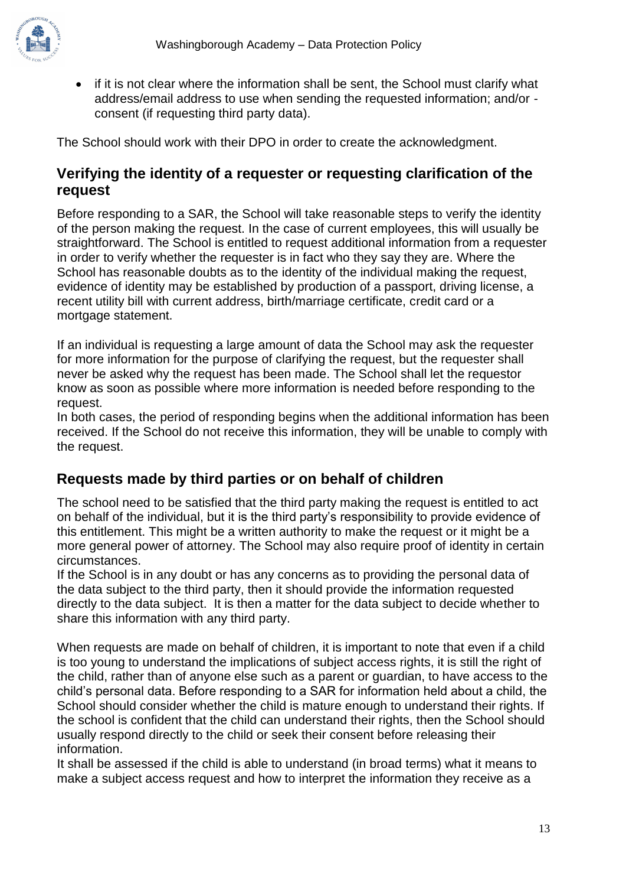- if it is not clear where the information shall be sent, the School must clarify what address/email address to use when sending the requested information; and/or - consent (if requesting third party data).

The School should work with their DPO in order to create the acknowledgment.

## Verifying the identity of a requester or requesting clarification of the request

Before responding to a SAR, the School will take reasonable steps to verify the identity of the person making the request. In the case of current employees, this will usually be straightforward. The School is entitled to request additional information from a requester in order to verify whether the requester is in fact who they say they are. Where the School has reasonable doubts as to the identity of the individual making the request, evidence of identity may be established by production of a passport, driving license, a recent utility bill with current address, birth/marriage certificate, credit card or a mortgage statement.

If an individual is requesting a large amount of data the School may ask the requester for more information for the purpose of clarifying the request, but the requester shall never be asked why the request has been made. The School shall let the requestor know as soon as possible where more information is needed before responding to the request.
In both cases, the period of responding begins when the additional information has been received. If the School do not receive this information, they will be unable to comply with the request.

## Requests made by third parties or on behalf of children

The school need to be satisfied that the third party making the request is entitled to act on behalf of the individual, but it is the third party's responsibility to provide evidence of this entitlement. This might be a written authority to make the request or it might be a more general power of attorney. The School may also require proof of identity in certain circumstances.
If the School is in any doubt or has any concerns as to providing the personal data of the data subject to the third party, then it should provide the information requested directly to the data subject. It is then a matter for the data subject to decide whether to share this information with any third party.

When requests are made on behalf of children, it is important to note that even if a child is too young to understand the implications of subject access rights, it is still the right of the child, rather than of anyone else such as a parent or guardian, to have access to the child's personal data. Before responding to a SAR for information held about a child, the School should consider whether the child is mature enough to understand their rights. If the school is confident that the child can understand their rights, then the School should usually respond directly to the child or seek their consent before releasing their information.
It shall be assessed if the child is able to understand (in broad terms) what it means to make a subject access request and how to interpret the information they receive as a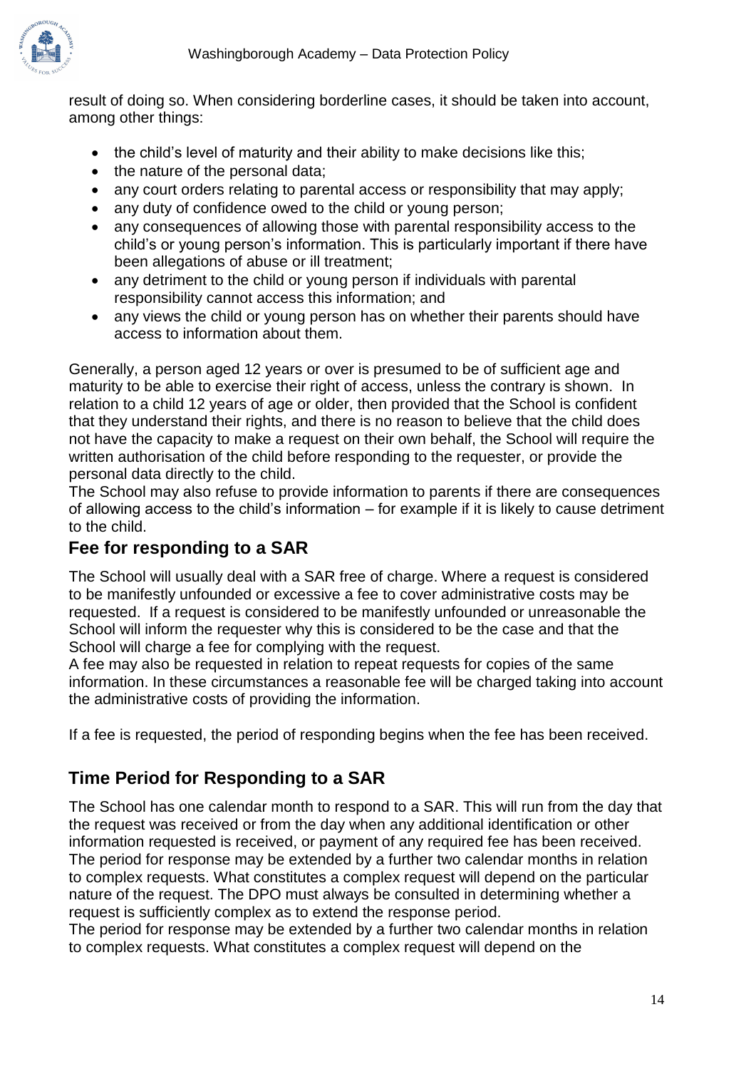result of doing so. When considering borderline cases, it should be taken into account, among other things:

- the child's level of maturity and their ability to make decisions like this;
- the nature of the personal data;
- any court orders relating to parental access or responsibility that may apply;
- any duty of confidence owed to the child or young person;
- any consequences of allowing those with parental responsibility access to the child's or young person's information. This is particularly important if there have been allegations of abuse or ill treatment;
- any detriment to the child or young person if individuals with parental responsibility cannot access this information; and
- any views the child or young person has on whether their parents should have access to information about them.

Generally, a person aged 12 years or over is presumed to be of sufficient age and maturity to be able to exercise their right of access, unless the contrary is shown. In relation to a child 12 years of age or older, then provided that the School is confident that they understand their rights, and there is no reason to believe that the child does not have the capacity to make a request on their own behalf, the School will require the written authorisation of the child before responding to the requester, or provide the personal data directly to the child.
The School may also refuse to provide information to parents if there are consequences of allowing access to the child's information – for example if it is likely to cause detriment to the child.

## Fee for responding to a SAR

The School will usually deal with a SAR free of charge. Where a request is considered to be manifestly unfounded or excessive a fee to cover administrative costs may be requested. If a request is considered to be manifestly unfounded or unreasonable the School will inform the requester why this is considered to be the case and that the School will charge a fee for complying with the request.
A fee may also be requested in relation to repeat requests for copies of the same information. In these circumstances a reasonable fee will be charged taking into account the administrative costs of providing the information.

If a fee is requested, the period of responding begins when the fee has been received.

## Time Period for Responding to a SAR

The School has one calendar month to respond to a SAR. This will run from the day that the request was received or from the day when any additional identification or other information requested is received, or payment of any required fee has been received.
The period for response may be extended by a further two calendar months in relation to complex requests. What constitutes a complex request will depend on the particular nature of the request. The DPO must always be consulted in determining whether a request is sufficiently complex as to extend the response period.
The period for response may be extended by a further two calendar months in relation to complex requests. What constitutes a complex request will depend on the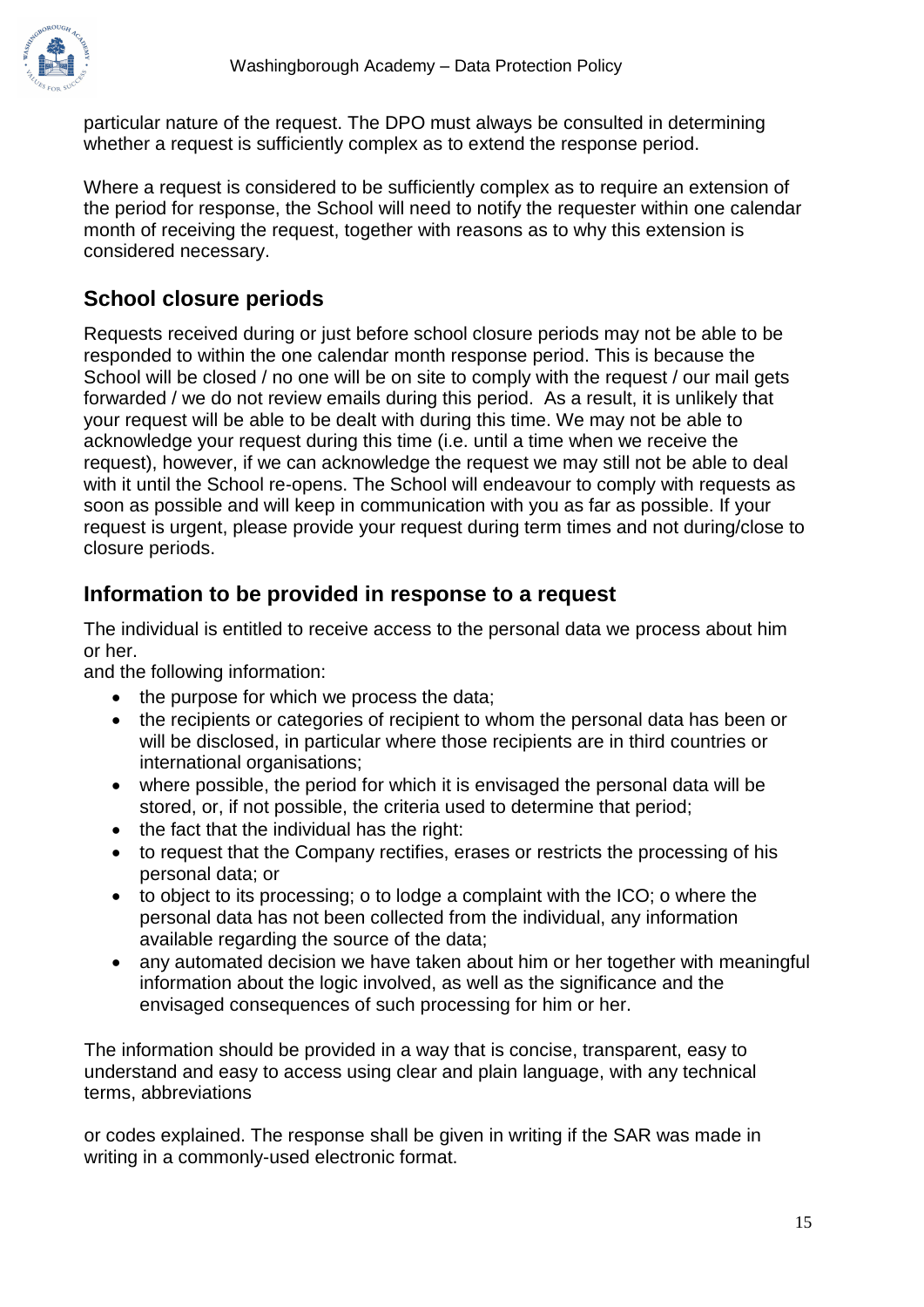particular nature of the request. The DPO must always be consulted in determining whether a request is sufficiently complex as to extend the response period.

Where a request is considered to be sufficiently complex as to require an extension of the period for response, the School will need to notify the requester within one calendar month of receiving the request, together with reasons as to why this extension is considered necessary.

## School closure periods

Requests received during or just before school closure periods may not be able to be responded to within the one calendar month response period. This is because the School will be closed / no one will be on site to comply with the request / our mail gets forwarded / we do not review emails during this period. As a result, it is unlikely that your request will be able to be dealt with during this time. We may not be able to acknowledge your request during this time (i.e. until a time when we receive the request), however, if we can acknowledge the request we may still not be able to deal with it until the School re-opens. The School will endeavour to comply with requests as soon as possible and will keep in communication with you as far as possible. If your request is urgent, please provide your request during term times and not during/close to closure periods.

## Information to be provided in response to a request

The individual is entitled to receive access to the personal data we process about him or her.
and the following information:

- the purpose for which we process the data;
- the recipients or categories of recipient to whom the personal data has been or will be disclosed, in particular where those recipients are in third countries or international organisations;
- where possible, the period for which it is envisaged the personal data will be stored, or, if not possible, the criteria used to determine that period;
- the fact that the individual has the right:
- to request that the Company rectifies, erases or restricts the processing of his personal data; or
- to object to its processing; o to lodge a complaint with the ICO; o where the personal data has not been collected from the individual, any information available regarding the source of the data;
- any automated decision we have taken about him or her together with meaningful information about the logic involved, as well as the significance and the envisaged consequences of such processing for him or her.

The information should be provided in a way that is concise, transparent, easy to understand and easy to access using clear and plain language, with any technical terms, abbreviations

or codes explained. The response shall be given in writing if the SAR was made in writing in a commonly-used electronic format.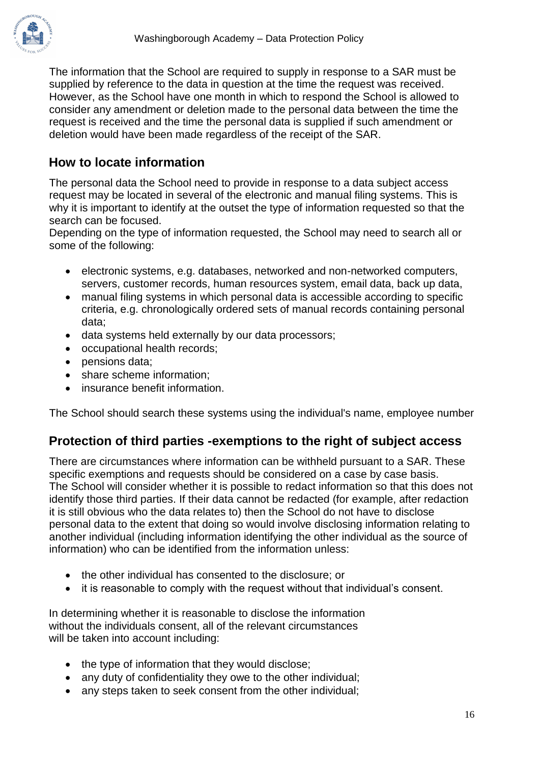The information that the School are required to supply in response to a SAR must be supplied by reference to the data in question at the time the request was received. However, as the School have one month in which to respond the School is allowed to consider any amendment or deletion made to the personal data between the time the request is received and the time the personal data is supplied if such amendment or deletion would have been made regardless of the receipt of the SAR.

## How to locate information

The personal data the School need to provide in response to a data subject access request may be located in several of the electronic and manual filing systems. This is why it is important to identify at the outset the type of information requested so that the search can be focused.
Depending on the type of information requested, the School may need to search all or some of the following:

- electronic systems, e.g. databases, networked and non-networked computers, servers, customer records, human resources system, email data, back up data,
- manual filing systems in which personal data is accessible according to specific criteria, e.g. chronologically ordered sets of manual records containing personal data;
- data systems held externally by our data processors;
- occupational health records;
- pensions data;
- share scheme information;
- insurance benefit information.

The School should search these systems using the individual's name, employee number

## Protection of third parties -exemptions to the right of subject access

There are circumstances where information can be withheld pursuant to a SAR. These specific exemptions and requests should be considered on a case by case basis.
The School will consider whether it is possible to redact information so that this does not identify those third parties. If their data cannot be redacted (for example, after redaction it is still obvious who the data relates to) then the School do not have to disclose personal data to the extent that doing so would involve disclosing information relating to another individual (including information identifying the other individual as the source of information) who can be identified from the information unless:

- the other individual has consented to the disclosure; or
- it is reasonable to comply with the request without that individual's consent.

In determining whether it is reasonable to disclose the information without the individuals consent, all of the relevant circumstances will be taken into account including:

- the type of information that they would disclose;
- any duty of confidentiality they owe to the other individual;
- any steps taken to seek consent from the other individual;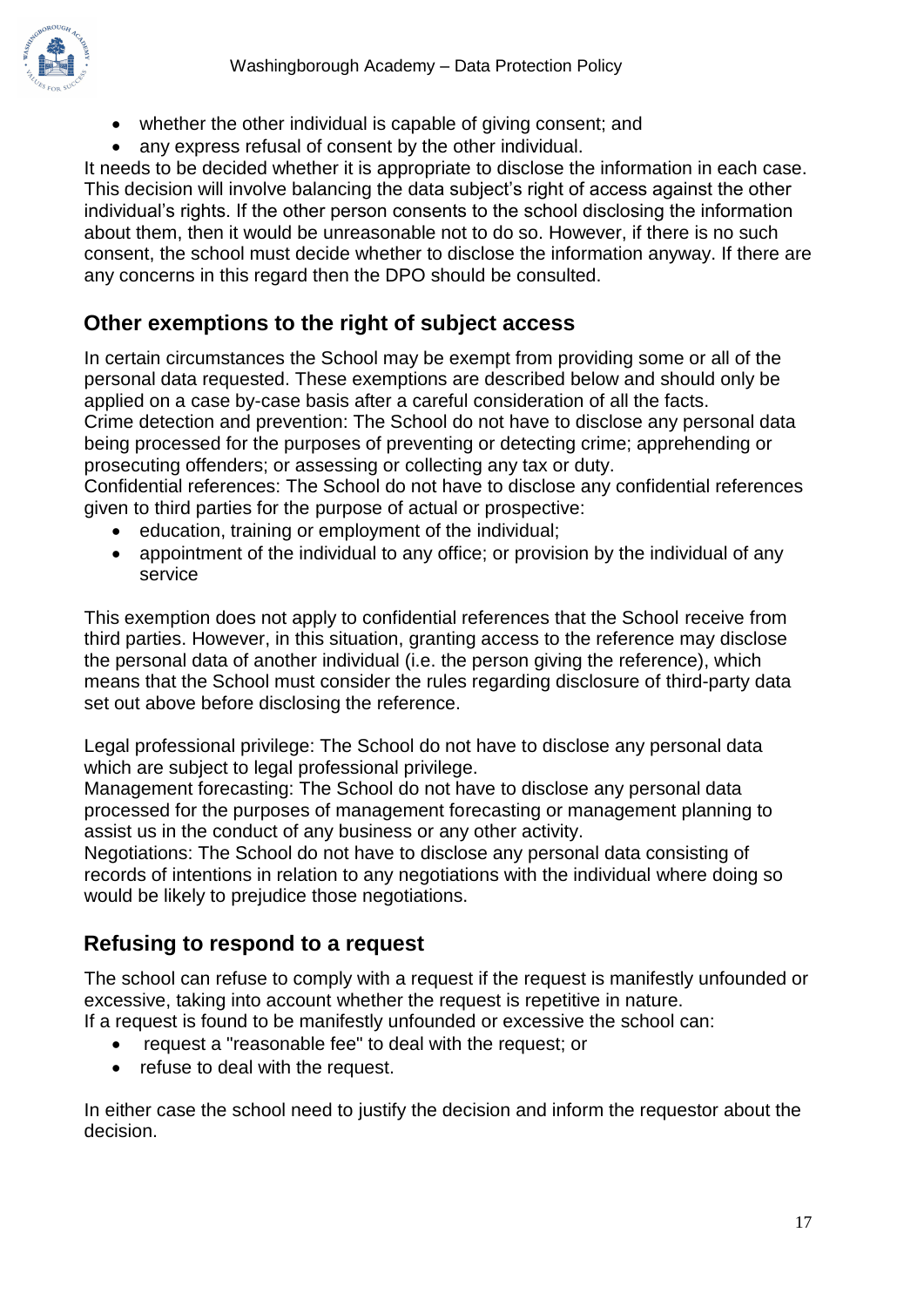- whether the other individual is capable of giving consent; and
- any express refusal of consent by the other individual.

It needs to be decided whether it is appropriate to disclose the information in each case. This decision will involve balancing the data subject's right of access against the other individual's rights. If the other person consents to the school disclosing the information about them, then it would be unreasonable not to do so. However, if there is no such consent, the school must decide whether to disclose the information anyway. If there are any concerns in this regard then the DPO should be consulted.

## Other exemptions to the right of subject access

In certain circumstances the School may be exempt from providing some or all of the personal data requested. These exemptions are described below and should only be applied on a case by-case basis after a careful consideration of all the facts.
Crime detection and prevention: The School do not have to disclose any personal data being processed for the purposes of preventing or detecting crime; apprehending or prosecuting offenders; or assessing or collecting any tax or duty.
Confidential references: The School do not have to disclose any confidential references given to third parties for the purpose of actual or prospective:

- education, training or employment of the individual;
- appointment of the individual to any office; or provision by the individual of any service

This exemption does not apply to confidential references that the School receive from third parties. However, in this situation, granting access to the reference may disclose the personal data of another individual (i.e. the person giving the reference), which means that the School must consider the rules regarding disclosure of third-party data set out above before disclosing the reference.

Legal professional privilege: The School do not have to disclose any personal data which are subject to legal professional privilege.
Management forecasting: The School do not have to disclose any personal data processed for the purposes of management forecasting or management planning to assist us in the conduct of any business or any other activity.
Negotiations: The School do not have to disclose any personal data consisting of records of intentions in relation to any negotiations with the individual where doing so would be likely to prejudice those negotiations.

## Refusing to respond to a request

The school can refuse to comply with a request if the request is manifestly unfounded or excessive, taking into account whether the request is repetitive in nature.
If a request is found to be manifestly unfounded or excessive the school can:

- request a "reasonable fee" to deal with the request; or
- refuse to deal with the request.

In either case the school need to justify the decision and inform the requestor about the decision.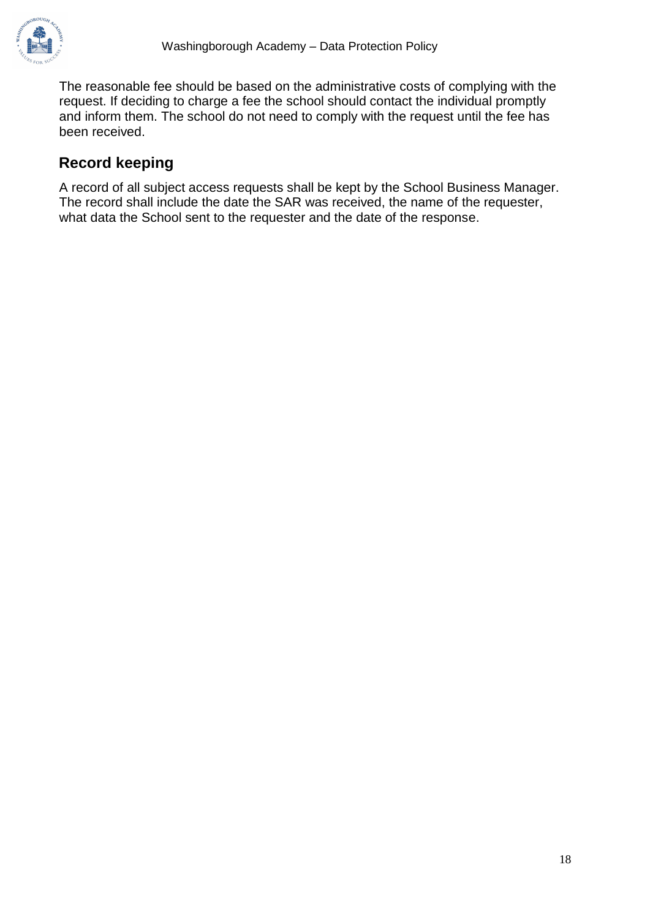The reasonable fee should be based on the administrative costs of complying with the request. If deciding to charge a fee the school should contact the individual promptly and inform them. The school do not need to comply with the request until the fee has been received.

## Record keeping

A record of all subject access requests shall be kept by the School Business Manager. The record shall include the date the SAR was received, the name of the requester, what data the School sent to the requester and the date of the response.